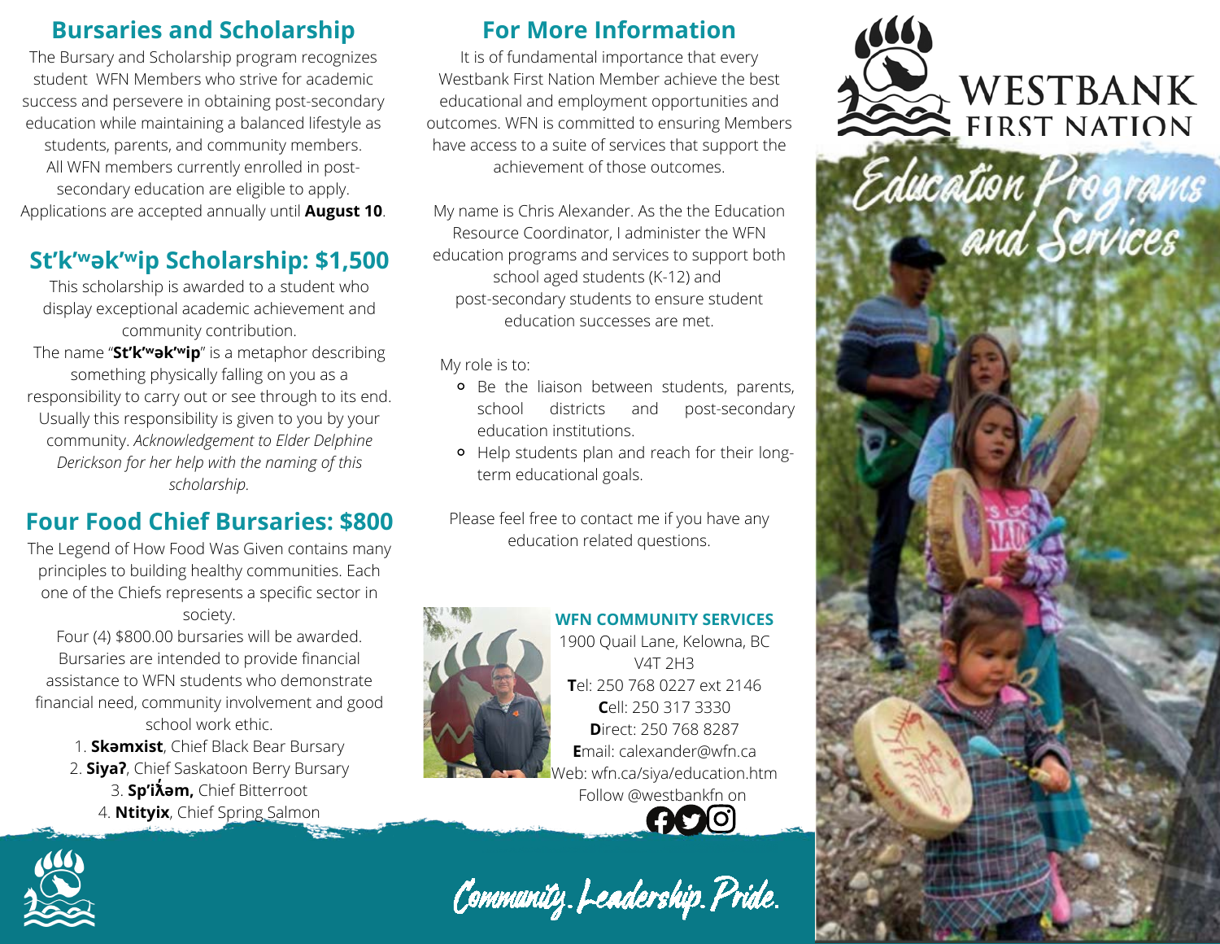# WESTBANK FIRST NATION

## Education Programs and Services

## Bursaries and Scholarship

The Bursary and Scholarship program recognizes student WFN Members who strive for academic success and persevere in obtaining post-secondary education while maintaining a balanced lifestyle as students, parents, and community members. All WFN members currently enrolled in post-secondary education are eligible to apply. Applications are accepted annually until **August 10**.

## St'k'ʷək'ʷip Scholarship: $1,500

This scholarship is awarded to a student who display exceptional academic achievement and community contribution.

The name "**St'k'ʷək'ʷip**" is a metaphor describing something physically falling on you as a responsibility to carry out or see through to its end. Usually this responsibility is given to you by your community. *Acknowledgement to Elder Delphine Derickson for her help with the naming of this scholarship.*

## Four Food Chief Bursaries: $800

The Legend of How Food Was Given contains many principles to building healthy communities. Each one of the Chiefs represents a specific sector in society.

Four (4) $800.00 bursaries will be awarded. Bursaries are intended to provide financial assistance to WFN students who demonstrate financial need, community involvement and good school work ethic.

1. **Skəmxist**, Chief Black Bear Bursary
2. **Siyaʔ**, Chief Saskatoon Berry Bursary
3. **Sp'iƛ̓əm,** Chief Bitterroot
4. **Ntityix**, Chief Spring Salmon

## For More Information

It is of fundamental importance that every Westbank First Nation Member achieve the best educational and employment opportunities and outcomes. WFN is committed to ensuring Members have access to a suite of services that support the achievement of those outcomes.

My name is Chris Alexander. As the the Education Resource Coordinator, I administer the WFN education programs and services to support both school aged students (K-12) and post-secondary students to ensure student education successes are met.

My role is to:

- Be the liaison between students, parents, school districts and post-secondary education institutions.
- Help students plan and reach for their long-term educational goals.

Please feel free to contact me if you have any education related questions.

**WFN COMMUNITY SERVICES**
1900 Quail Lane, Kelowna, BC
V4T 2H3
**T**el: 250 768 0227 ext 2146
**C**ell: 250 317 3330
**D**irect: 250 768 8287
**E**mail: calexander@wfn.ca
Web: wfn.ca/siya/education.htm
Follow @westbankfn on

Community. Leadership. Pride.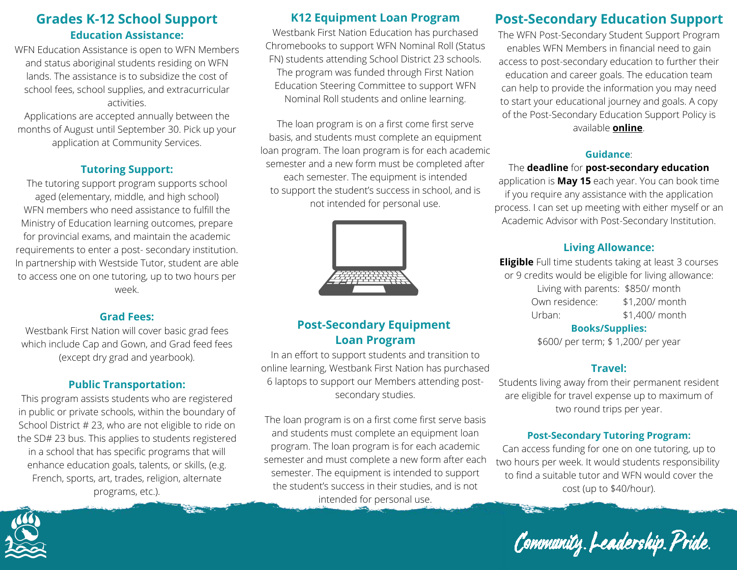# Grades K-12 School Support

## Education Assistance:

WFN Education Assistance is open to WFN Members and status aboriginal students residing on WFN lands. The assistance is to subsidize the cost of school fees, school supplies, and extracurricular activities.

Applications are accepted annually between the months of August until September 30. Pick up your application at Community Services.

## Tutoring Support:

The tutoring support program supports school aged (elementary, middle, and high school) WFN members who need assistance to fulfill the Ministry of Education learning outcomes, prepare for provincial exams, and maintain the academic requirements to enter a post- secondary institution. In partnership with Westside Tutor, student are able to access one on one tutoring, up to two hours per week.

## Grad Fees:

Westbank First Nation will cover basic grad fees which include Cap and Gown, and Grad feed fees (except dry grad and yearbook).

## Public Transportation:

This program assists students who are registered in public or private schools, within the boundary of School District # 23, who are not eligible to ride on the SD# 23 bus. This applies to students registered in a school that has specific programs that will enhance education goals, talents, or skills, (e.g. French, sports, art, trades, religion, alternate programs, etc.).

## K12 Equipment Loan Program

Westbank First Nation Education has purchased Chromebooks to support WFN Nominal Roll (Status FN) students attending School District 23 schools. The program was funded through First Nation Education Steering Committee to support WFN Nominal Roll students and online learning.

The loan program is on a first come first serve basis, and students must complete an equipment loan program. The loan program is for each academic semester and a new form must be completed after each semester. The equipment is intended to support the student's success in school, and is not intended for personal use.

## Post-Secondary Equipment Loan Program

In an effort to support students and transition to online learning, Westbank First Nation has purchased 6 laptops to support our Members attending post-secondary studies.

The loan program is on a first come first serve basis and students must complete an equipment loan program. The loan program is for each academic semester and must complete a new form after each semester. The equipment is intended to support the student's success in their studies, and is not intended for personal use.

# Post-Secondary Education Support

The WFN Post-Secondary Student Support Program enables WFN Members in financial need to gain access to post-secondary education to further their education and career goals. The education team can help to provide the information you may need to start your educational journey and goals. A copy of the Post-Secondary Education Support Policy is available **online**.

## Guidance:

The **deadline** for **post-secondary education** application is **May 15** each year. You can book time if you require any assistance with the application process. I can set up meeting with either myself or an Academic Advisor with Post-Secondary Institution.

## Living Allowance:

**Eligible** Full time students taking at least 3 courses or 9 credits would be eligible for living allowance:

| | |
|---|---|
| Living with parents: | $850/ month |
| Own residence: | $1,200/ month |
| Urban: | $1,400/ month |

## Books/Supplies:

$600/ per term; $ 1,200/ per year

## Travel:

Students living away from their permanent resident are eligible for travel expense up to maximum of two round trips per year.

## Post-Secondary Tutoring Program:

Can access funding for one on one tutoring, up to two hours per week. It would students responsibility to find a suitable tutor and WFN would cover the cost (up to $40/hour).

Community. Leadership. Pride.